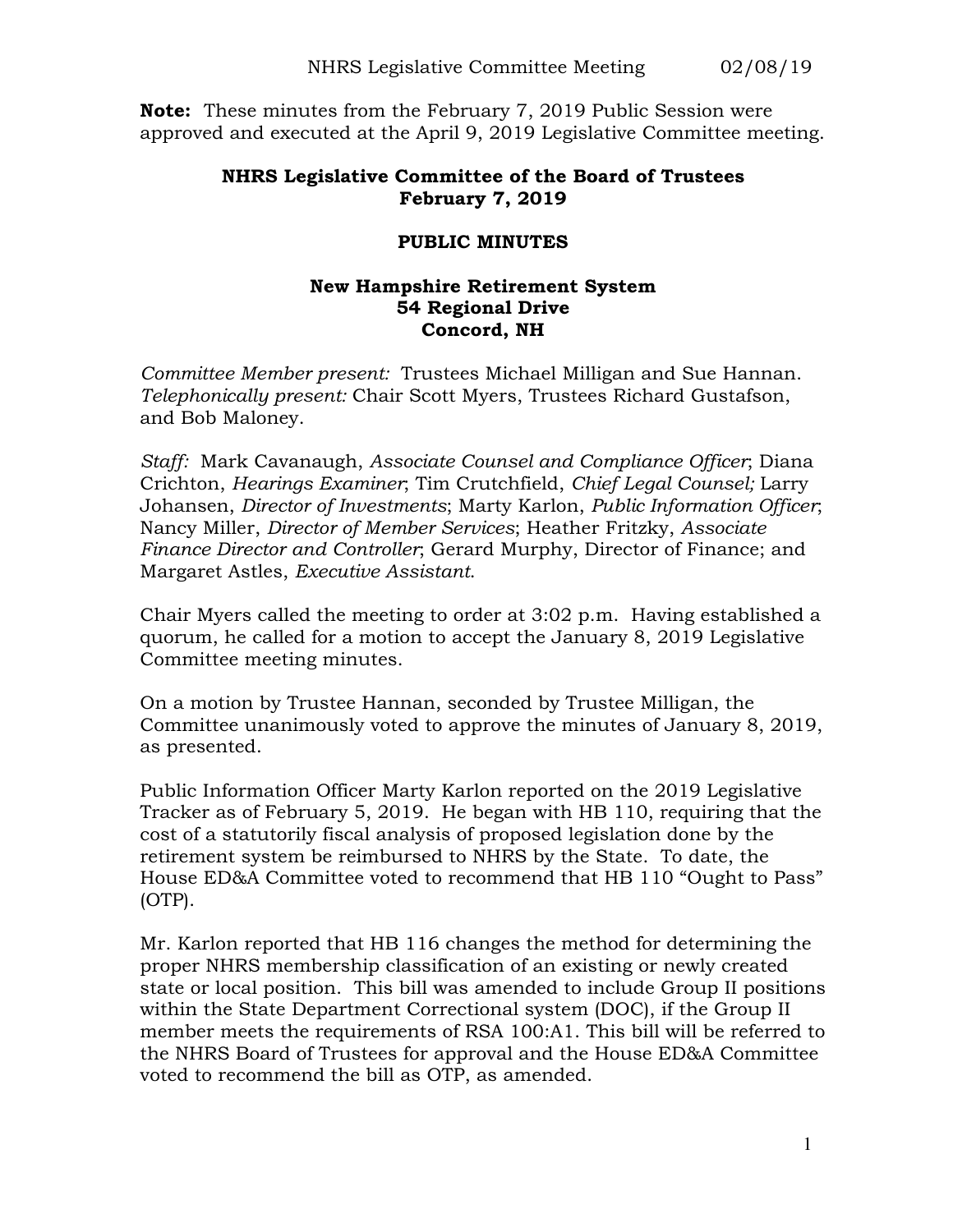**Note:** These minutes from the February 7, 2019 Public Session were approved and executed at the April 9, 2019 Legislative Committee meeting.

## NHRS Legislative Committee of the Board of Trustees
## February 7, 2019

### PUBLIC MINUTES

### New Hampshire Retirement System
### 54 Regional Drive
### Concord, NH

*Committee Member present:* Trustees Michael Milligan and Sue Hannan. *Telephonically present:* Chair Scott Myers, Trustees Richard Gustafson, and Bob Maloney.

*Staff:* Mark Cavanaugh, *Associate Counsel and Compliance Officer*; Diana Crichton, *Hearings Examiner*; Tim Crutchfield, *Chief Legal Counsel;* Larry Johansen, *Director of Investments*; Marty Karlon, *Public Information Officer*; Nancy Miller, *Director of Member Services*; Heather Fritzky, *Associate Finance Director and Controller*; Gerard Murphy, Director of Finance; and Margaret Astles, *Executive Assistant*.

Chair Myers called the meeting to order at 3:02 p.m. Having established a quorum, he called for a motion to accept the January 8, 2019 Legislative Committee meeting minutes.

On a motion by Trustee Hannan, seconded by Trustee Milligan, the Committee unanimously voted to approve the minutes of January 8, 2019, as presented.

Public Information Officer Marty Karlon reported on the 2019 Legislative Tracker as of February 5, 2019. He began with HB 110, requiring that the cost of a statutorily fiscal analysis of proposed legislation done by the retirement system be reimbursed to NHRS by the State. To date, the House ED&A Committee voted to recommend that HB 110 "Ought to Pass" (OTP).

Mr. Karlon reported that HB 116 changes the method for determining the proper NHRS membership classification of an existing or newly created state or local position. This bill was amended to include Group II positions within the State Department Correctional system (DOC), if the Group II member meets the requirements of RSA 100:A1. This bill will be referred to the NHRS Board of Trustees for approval and the House ED&A Committee voted to recommend the bill as OTP, as amended.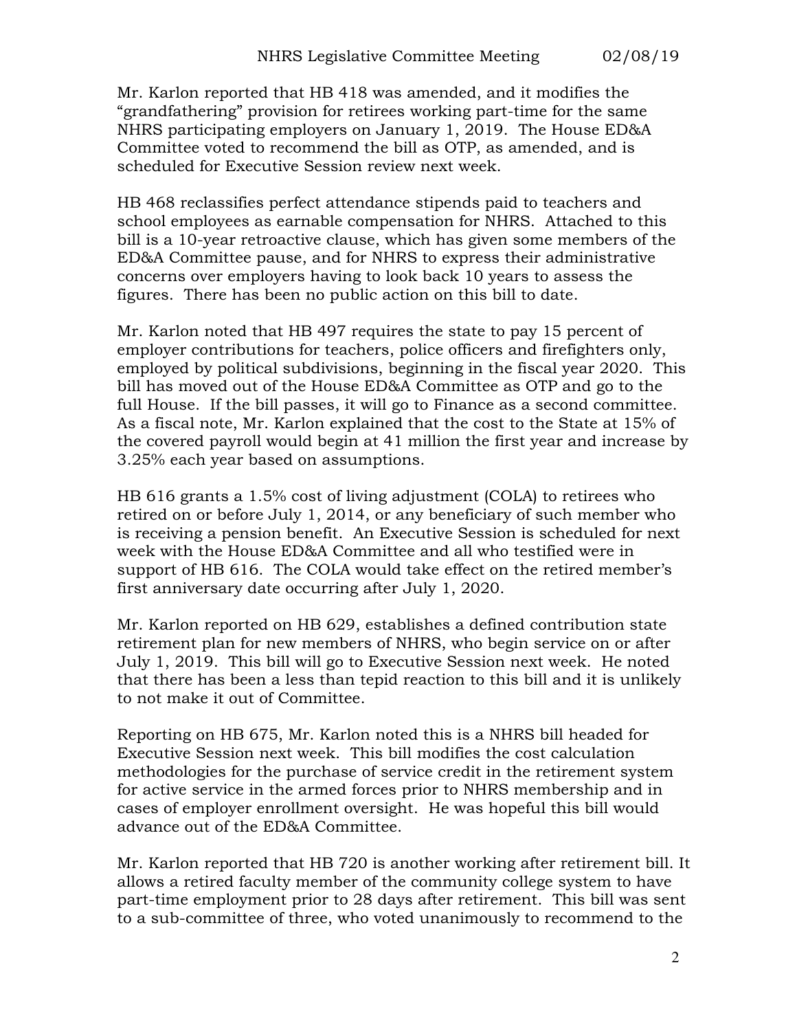Mr. Karlon reported that HB 418 was amended, and it modifies the "grandfathering" provision for retirees working part-time for the same NHRS participating employers on January 1, 2019. The House ED&A Committee voted to recommend the bill as OTP, as amended, and is scheduled for Executive Session review next week.

HB 468 reclassifies perfect attendance stipends paid to teachers and school employees as earnable compensation for NHRS. Attached to this bill is a 10-year retroactive clause, which has given some members of the ED&A Committee pause, and for NHRS to express their administrative concerns over employers having to look back 10 years to assess the figures. There has been no public action on this bill to date.

Mr. Karlon noted that HB 497 requires the state to pay 15 percent of employer contributions for teachers, police officers and firefighters only, employed by political subdivisions, beginning in the fiscal year 2020. This bill has moved out of the House ED&A Committee as OTP and go to the full House. If the bill passes, it will go to Finance as a second committee. As a fiscal note, Mr. Karlon explained that the cost to the State at 15% of the covered payroll would begin at 41 million the first year and increase by 3.25% each year based on assumptions.

HB 616 grants a 1.5% cost of living adjustment (COLA) to retirees who retired on or before July 1, 2014, or any beneficiary of such member who is receiving a pension benefit. An Executive Session is scheduled for next week with the House ED&A Committee and all who testified were in support of HB 616. The COLA would take effect on the retired member's first anniversary date occurring after July 1, 2020.

Mr. Karlon reported on HB 629, establishes a defined contribution state retirement plan for new members of NHRS, who begin service on or after July 1, 2019. This bill will go to Executive Session next week. He noted that there has been a less than tepid reaction to this bill and it is unlikely to not make it out of Committee.

Reporting on HB 675, Mr. Karlon noted this is a NHRS bill headed for Executive Session next week. This bill modifies the cost calculation methodologies for the purchase of service credit in the retirement system for active service in the armed forces prior to NHRS membership and in cases of employer enrollment oversight. He was hopeful this bill would advance out of the ED&A Committee.

Mr. Karlon reported that HB 720 is another working after retirement bill. It allows a retired faculty member of the community college system to have part-time employment prior to 28 days after retirement. This bill was sent to a sub-committee of three, who voted unanimously to recommend to the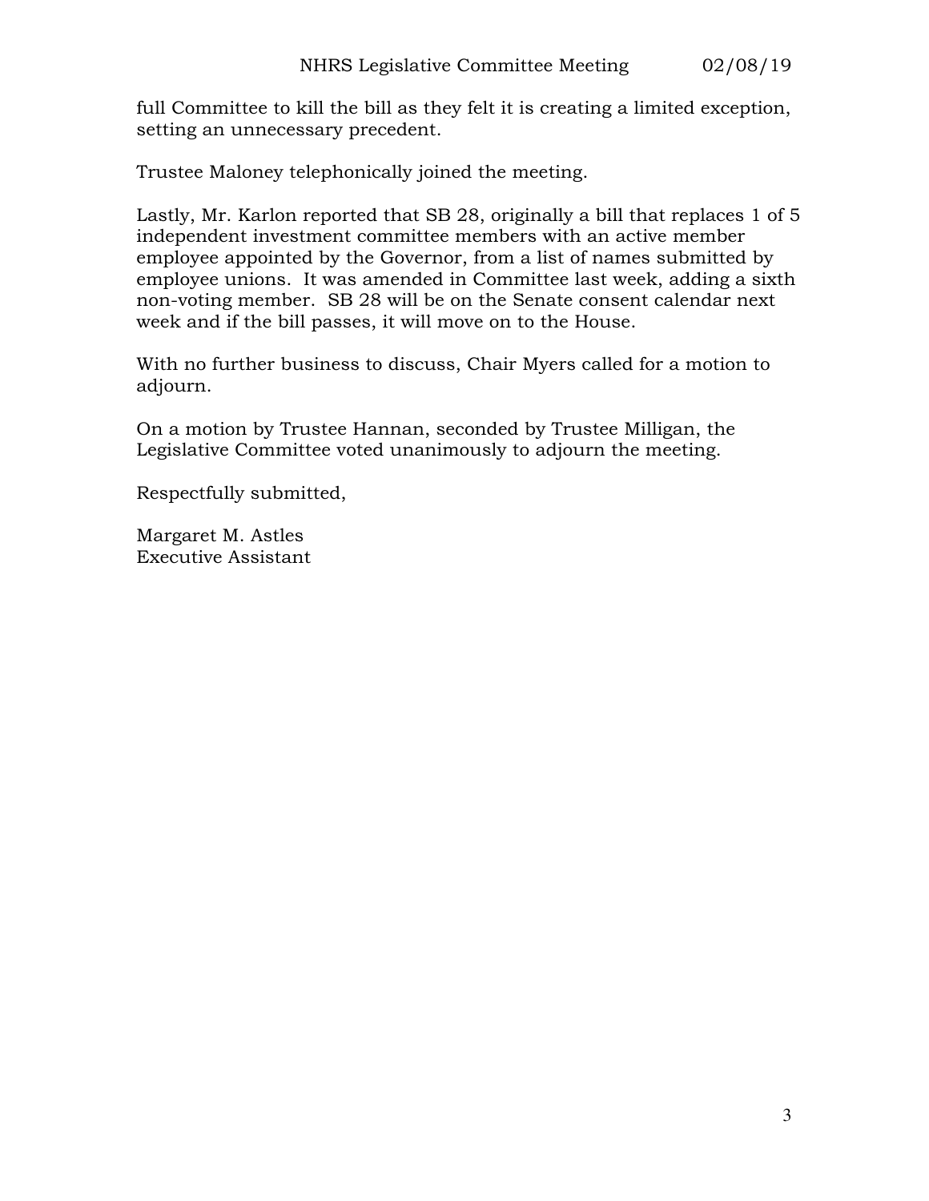full Committee to kill the bill as they felt it is creating a limited exception, setting an unnecessary precedent.

Trustee Maloney telephonically joined the meeting.

Lastly, Mr. Karlon reported that SB 28, originally a bill that replaces 1 of 5 independent investment committee members with an active member employee appointed by the Governor, from a list of names submitted by employee unions. It was amended in Committee last week, adding a sixth non-voting member. SB 28 will be on the Senate consent calendar next week and if the bill passes, it will move on to the House.

With no further business to discuss, Chair Myers called for a motion to adjourn.

On a motion by Trustee Hannan, seconded by Trustee Milligan, the Legislative Committee voted unanimously to adjourn the meeting.

Respectfully submitted,

Margaret M. Astles
Executive Assistant